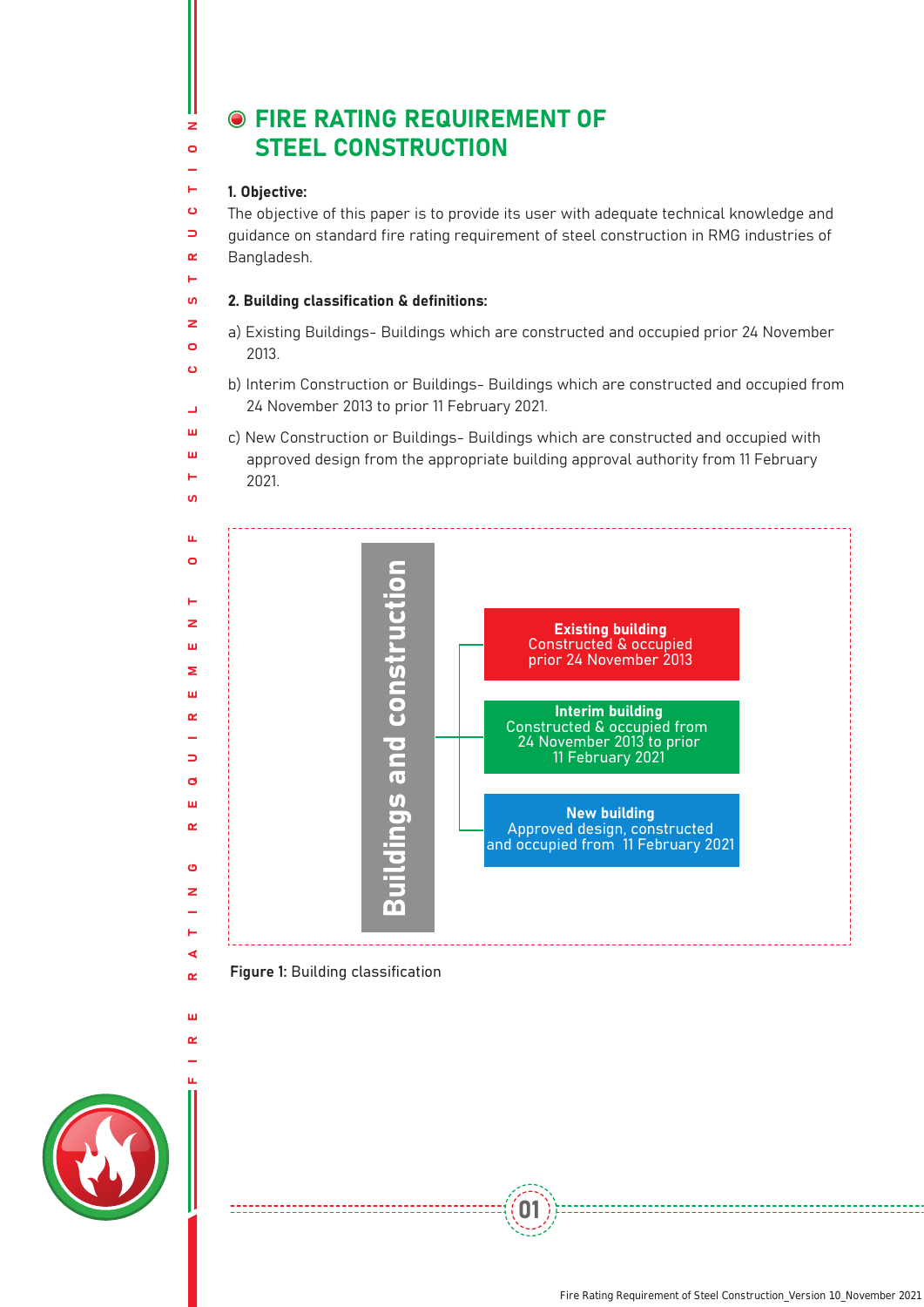# FIRE RATING REQUIREMENT OF STEEL CONSTRUCTION

**1. Objective:**

The objective of this paper is to provide its user with adequate technical knowledge and guidance on standard fire rating requirement of steel construction in RMG industries of Bangladesh.

**2. Building classification & definitions:**

a) Existing Buildings- Buildings which are constructed and occupied prior 24 November 2013.

b) Interim Construction or Buildings- Buildings which are constructed and occupied from 24 November 2013 to prior 11 February 2021.

c) New Construction or Buildings- Buildings which are constructed and occupied with approved design from the appropriate building approval authority from 11 February 2021.

**Buildings and construction**

- **Existing building** Constructed & occupied prior 24 November 2013
- **Interim building** Constructed & occupied from 24 November 2013 to prior 11 February 2021
- **New building** Approved design, constructed and occupied from 11 February 2021

**Figure 1:** Building classification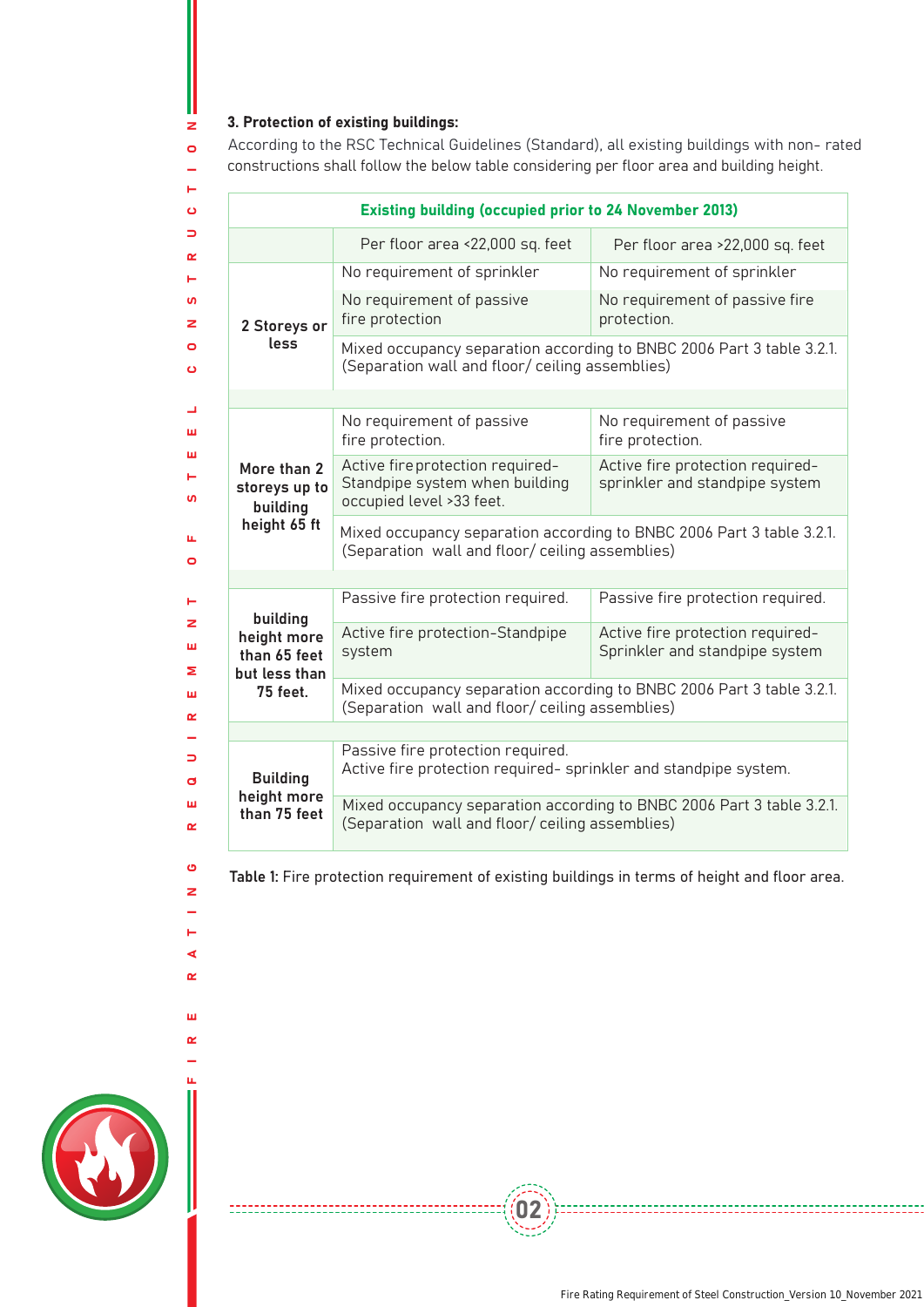### 3. Protection of existing buildings:

According to the RSC Technical Guidelines (Standard), all existing buildings with non- rated constructions shall follow the below table considering per floor area and building height.

| Existing building (occupied prior to 24 November 2013) | | |
|---|---|---|
| | Per floor area <22,000 sq. feet | Per floor area >22,000 sq. feet |
| **2 Storeys or less** | No requirement of sprinkler | No requirement of sprinkler |
| | No requirement of passive fire protection | No requirement of passive fire protection. |
| | Mixed occupancy separation according to BNBC 2006 Part 3 table 3.2.1. (Separation wall and floor/ ceiling assemblies) | |
| **More than 2 storeys up to building height 65 ft** | No requirement of passive fire protection. | No requirement of passive fire protection. |
| | Active fire protection required- Standpipe system when building occupied level >33 feet. | Active fire protection required- sprinkler and standpipe system |
| | Mixed occupancy separation according to BNBC 2006 Part 3 table 3.2.1. (Separation wall and floor/ ceiling assemblies) | |
| **building height more than 65 feet but less than 75 feet.** | Passive fire protection required. | Passive fire protection required. |
| | Active fire protection-Standpipe system | Active fire protection required- Sprinkler and standpipe system |
| | Mixed occupancy separation according to BNBC 2006 Part 3 table 3.2.1. (Separation wall and floor/ ceiling assemblies) | |
| **Building height more than 75 feet** | Passive fire protection required. Active fire protection required- sprinkler and standpipe system. | |
| | Mixed occupancy separation according to BNBC 2006 Part 3 table 3.2.1. (Separation wall and floor/ ceiling assemblies) | |

**Table 1:** Fire protection requirement of existing buildings in terms of height and floor area.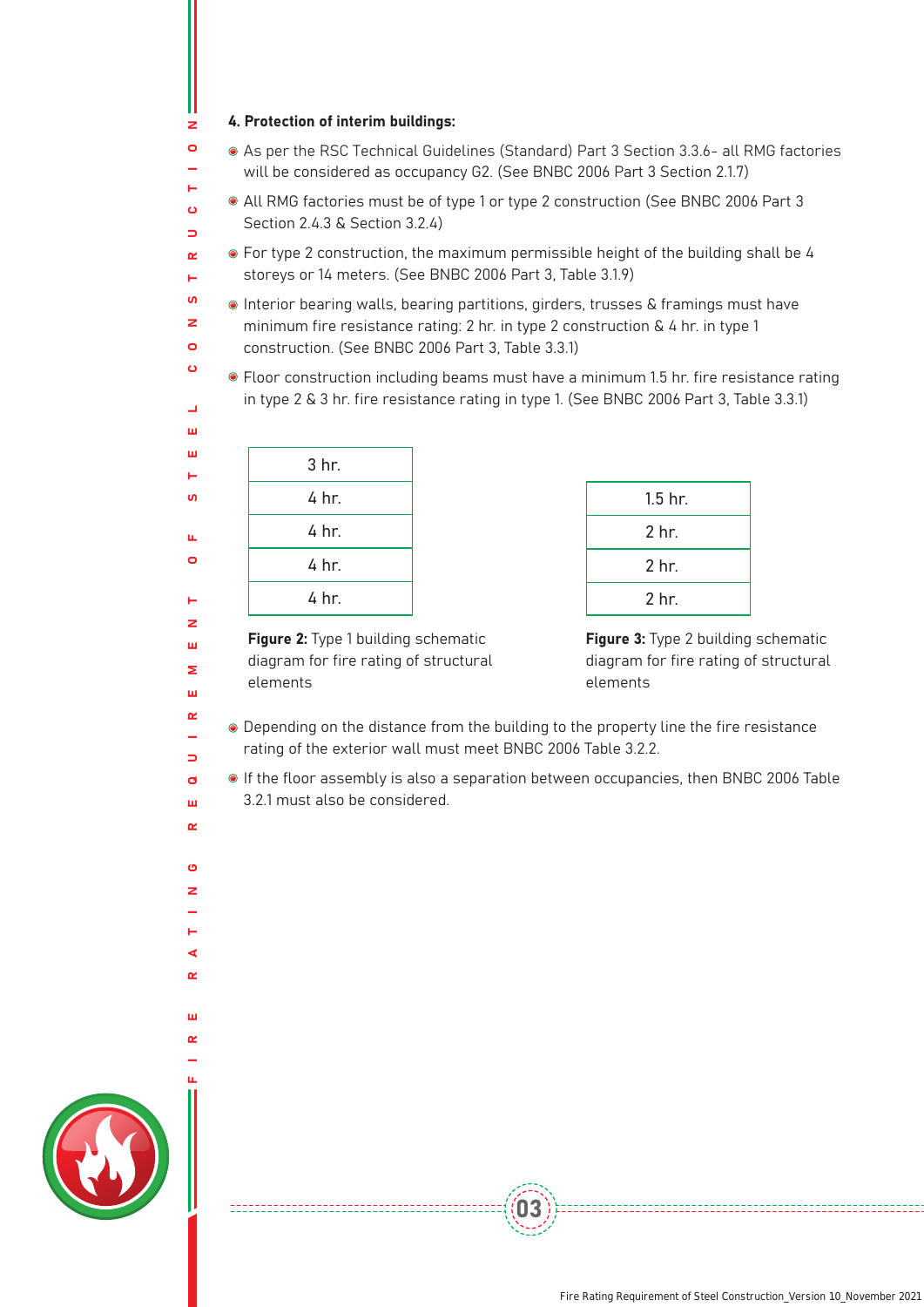#### 4. Protection of interim buildings:

- As per the RSC Technical Guidelines (Standard) Part 3 Section 3.3.6- all RMG factories will be considered as occupancy G2. (See BNBC 2006 Part 3 Section 2.1.7)
- All RMG factories must be of type 1 or type 2 construction (See BNBC 2006 Part 3 Section 2.4.3 & Section 3.2.4)
- For type 2 construction, the maximum permissible height of the building shall be 4 storeys or 14 meters. (See BNBC 2006 Part 3, Table 3.1.9)
- Interior bearing walls, bearing partitions, girders, trusses & framings must have minimum fire resistance rating: 2 hr. in type 2 construction & 4 hr. in type 1 construction. (See BNBC 2006 Part 3, Table 3.3.1)
- Floor construction including beams must have a minimum 1.5 hr. fire resistance rating in type 2 & 3 hr. fire resistance rating in type 1. (See BNBC 2006 Part 3, Table 3.3.1)

| |
|---|
| 3 hr. |
| 4 hr. |
| 4 hr. |
| 4 hr. |
| 4 hr. |

**Figure 2:** Type 1 building schematic diagram for fire rating of structural elements

| |
|---|
| 1.5 hr. |
| 2 hr. |
| 2 hr. |
| 2 hr. |

**Figure 3:** Type 2 building schematic diagram for fire rating of structural elements

- Depending on the distance from the building to the property line the fire resistance rating of the exterior wall must meet BNBC 2006 Table 3.2.2.
- If the floor assembly is also a separation between occupancies, then BNBC 2006 Table 3.2.1 must also be considered.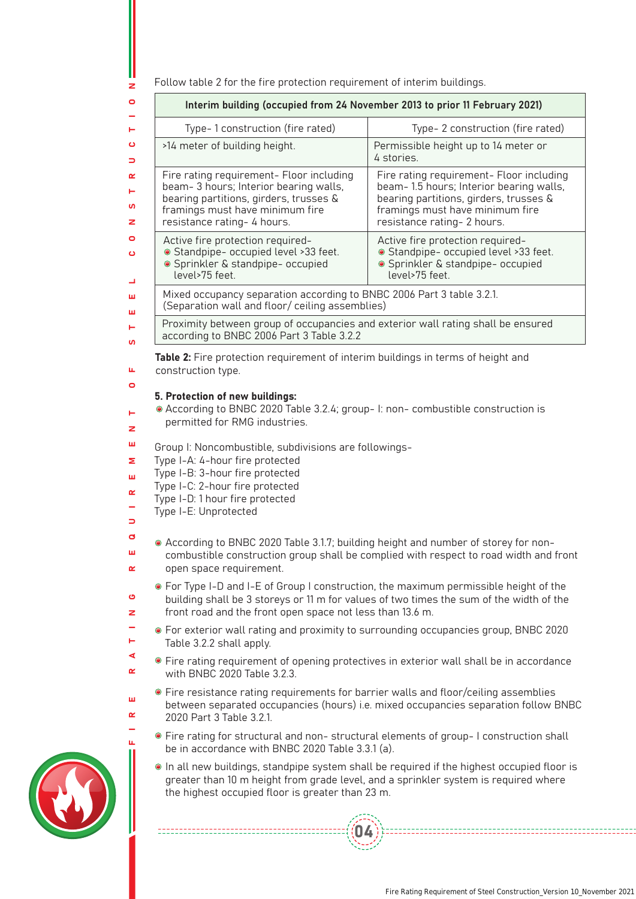Follow table 2 for the fire protection requirement of interim buildings.

| Interim building (occupied from 24 November 2013 to prior 11 February 2021) | |
|---|---|
| Type- 1 construction (fire rated) | Type- 2 construction (fire rated) |
| >14 meter of building height. | Permissible height up to 14 meter or 4 stories. |
| Fire rating requirement- Floor including beam- 3 hours; Interior bearing walls, bearing partitions, girders, trusses & framings must have minimum fire resistance rating- 4 hours. | Fire rating requirement- Floor including beam- 1.5 hours; Interior bearing walls, bearing partitions, girders, trusses & framings must have minimum fire resistance rating- 2 hours. |
| Active fire protection required-<br>• Standpipe- occupied level >33 feet.<br>• Sprinkler & standpipe- occupied level>75 feet. | Active fire protection required-<br>• Standpipe- occupied level >33 feet.<br>• Sprinkler & standpipe- occupied level>75 feet. |
| Mixed occupancy separation according to BNBC 2006 Part 3 table 3.2.1. (Separation wall and floor/ ceiling assemblies) | |
| Proximity between group of occupancies and exterior wall rating shall be ensured according to BNBC 2006 Part 3 Table 3.2.2 | |

**Table 2:** Fire protection requirement of interim buildings in terms of height and construction type.

**5. Protection of new buildings:**

- According to BNBC 2020 Table 3.2.4; group- I: non- combustible construction is permitted for RMG industries.

Group I: Noncombustible, subdivisions are followings-
Type I-A: 4-hour fire protected
Type I-B: 3-hour fire protected
Type I-C: 2-hour fire protected
Type I-D: 1 hour fire protected
Type I-E: Unprotected

- According to BNBC 2020 Table 3.1.7; building height and number of storey for non-combustible construction group shall be complied with respect to road width and front open space requirement.
- For Type I-D and I-E of Group I construction, the maximum permissible height of the building shall be 3 storeys or 11 m for values of two times the sum of the width of the front road and the front open space not less than 13.6 m.
- For exterior wall rating and proximity to surrounding occupancies group, BNBC 2020 Table 3.2.2 shall apply.
- Fire rating requirement of opening protectives in exterior wall shall be in accordance with BNBC 2020 Table 3.2.3.
- Fire resistance rating requirements for barrier walls and floor/ceiling assemblies between separated occupancies (hours) i.e. mixed occupancies separation follow BNBC 2020 Part 3 Table 3.2.1.
- Fire rating for structural and non- structural elements of group- I construction shall be in accordance with BNBC 2020 Table 3.3.1 (a).
- In all new buildings, standpipe system shall be required if the highest occupied floor is greater than 10 m height from grade level, and a sprinkler system is required where the highest occupied floor is greater than 23 m.